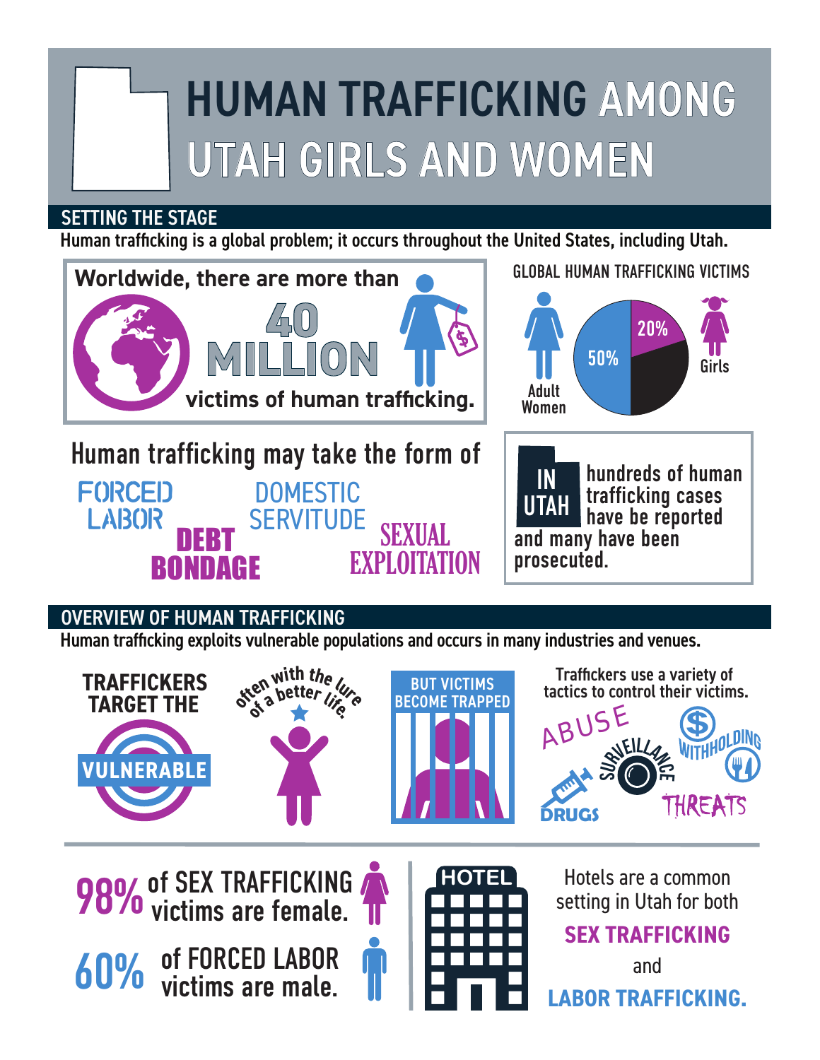# HUMAN TRAFFICKING AMONG UTAH GIRLS AND WOMEN

## SETTING THE STAGE

Human trafficking is a global problem; it occurs throughout the United States, including Utah.

Worldwide, there are more than **40 MILLION** victims of human trafficking.

GLOBAL HUMAN TRAFFICKING VICTIMS

- Adult Women: 50%
- Girls: 20%

Human trafficking may take the form of

- FORCED LABOR
- DEBT BONDAGE
- DOMESTIC SERVITUDE
- SEXUAL EXPLOITATION

**IN UTAH** hundreds of human trafficking cases have be reported and many have been prosecuted.

## OVERVIEW OF HUMAN TRAFFICKING

Human trafficking exploits vulnerable populations and occurs in many industries and venues.

TRAFFICKERS TARGET THE **VULNERABLE** often with the lure of a better life. BUT VICTIMS BECOME TRAPPED

Traffickers use a variety of tactics to control their victims.

- ABUSE
- SURVEILLANCE
- WITHHOLDING
- DRUGS
- THREATS

**98%** of SEX TRAFFICKING victims are female.

**60%** of FORCED LABOR victims are male.

HOTEL

Hotels are a common setting in Utah for both **SEX TRAFFICKING** and **LABOR TRAFFICKING.**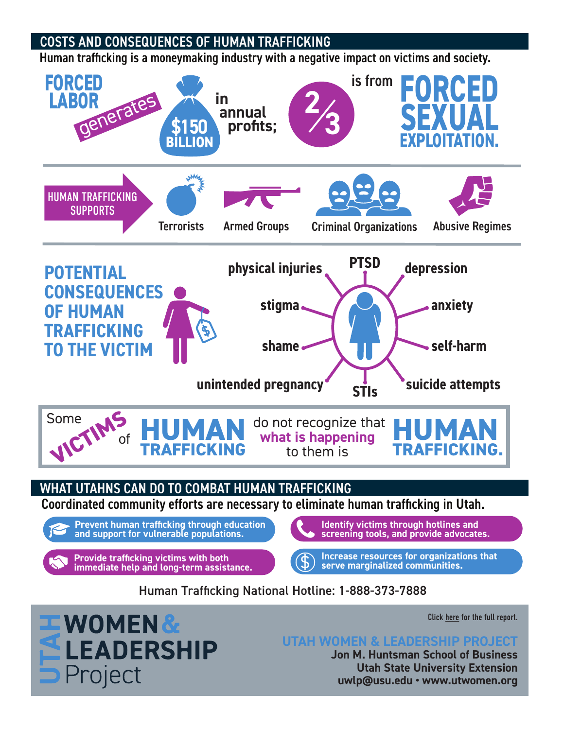## COSTS AND CONSEQUENCES OF HUMAN TRAFFICKING

Human trafficking is a moneymaking industry with a negative impact on victims and society.

**FORCED LABOR** generates **$150 BILLION** in annual profits; **2/3** is from **FORCED SEXUAL EXPLOITATION.**

**HUMAN TRAFFICKING SUPPORTS**

- Terrorists
- Armed Groups
- Criminal Organizations
- Abusive Regimes

**POTENTIAL CONSEQUENCES OF HUMAN TRAFFICKING TO THE VICTIM**

- physical injuries
- PTSD
- depression
- stigma
- anxiety
- shame
- self-harm
- unintended pregnancy
- STIs
- suicide attempts

Some **VICTIMS** of **HUMAN TRAFFICKING** do not recognize that **what is happening** to them is **HUMAN TRAFFICKING.**

## WHAT UTAHNS CAN DO TO COMBAT HUMAN TRAFFICKING

Coordinated community efforts are necessary to eliminate human trafficking in Utah.

- **Prevent human trafficking through education and support for vulnerable populations.**
- **Identify victims through hotlines and screening tools, and provide advocates.**
- **Provide trafficking victims with both immediate help and long-term assistance.**
- **Increase resources for organizations that serve marginalized communities.**

Human Trafficking National Hotline: 1-888-373-7888

UTAH WOMEN & LEADERSHIP Project

Click here for the full report.

**UTAH WOMEN & LEADERSHIP PROJECT**
Jon M. Huntsman School of Business
Utah State University Extension
uwlp@usu.edu • www.utwomen.org